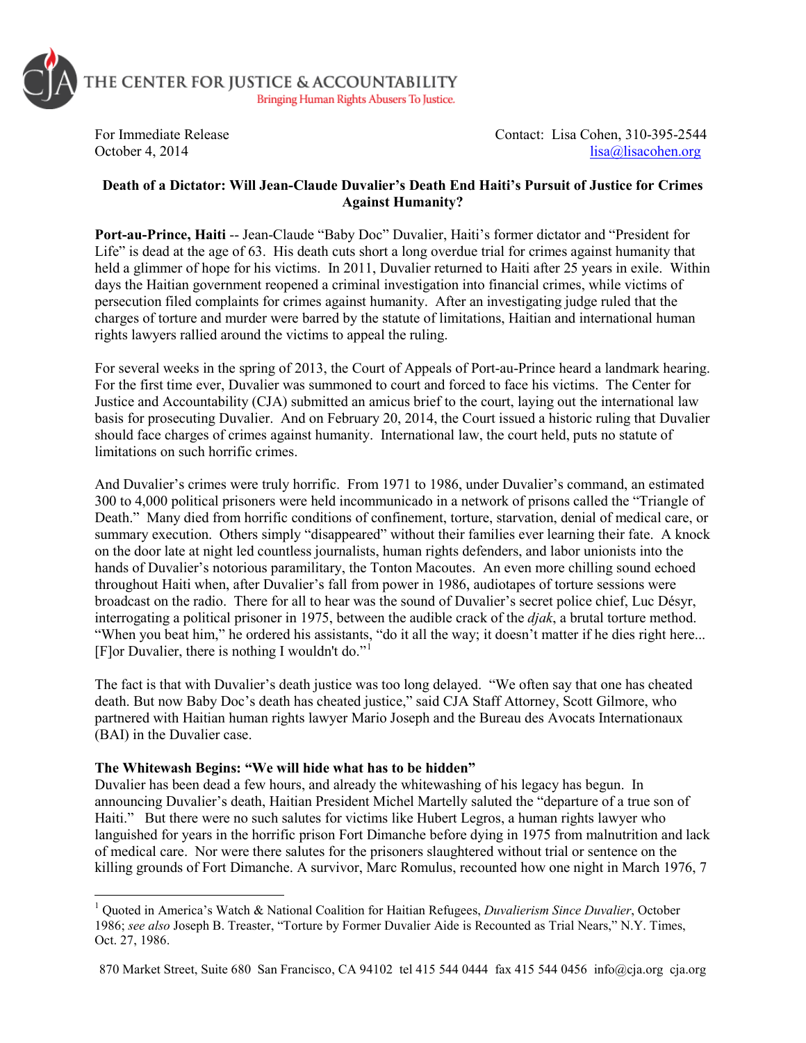THE CENTER FOR JUSTICE & ACCOUNTABILITY
Bringing Human Rights Abusers To Justice.

For Immediate Release
October 4, 2014

Contact: Lisa Cohen, 310-395-2544
lisa@lisacohen.org

**Death of a Dictator: Will Jean-Claude Duvalier's Death End Haiti's Pursuit of Justice for Crimes Against Humanity?**

**Port-au-Prince, Haiti** -- Jean-Claude "Baby Doc" Duvalier, Haiti's former dictator and "President for Life" is dead at the age of 63. His death cuts short a long overdue trial for crimes against humanity that held a glimmer of hope for his victims. In 2011, Duvalier returned to Haiti after 25 years in exile. Within days the Haitian government reopened a criminal investigation into financial crimes, while victims of persecution filed complaints for crimes against humanity. After an investigating judge ruled that the charges of torture and murder were barred by the statute of limitations, Haitian and international human rights lawyers rallied around the victims to appeal the ruling.

For several weeks in the spring of 2013, the Court of Appeals of Port-au-Prince heard a landmark hearing. For the first time ever, Duvalier was summoned to court and forced to face his victims. The Center for Justice and Accountability (CJA) submitted an amicus brief to the court, laying out the international law basis for prosecuting Duvalier. And on February 20, 2014, the Court issued a historic ruling that Duvalier should face charges of crimes against humanity. International law, the court held, puts no statute of limitations on such horrific crimes.

And Duvalier's crimes were truly horrific. From 1971 to 1986, under Duvalier's command, an estimated 300 to 4,000 political prisoners were held incommunicado in a network of prisons called the "Triangle of Death." Many died from horrific conditions of confinement, torture, starvation, denial of medical care, or summary execution. Others simply "disappeared" without their families ever learning their fate. A knock on the door late at night led countless journalists, human rights defenders, and labor unionists into the hands of Duvalier's notorious paramilitary, the Tonton Macoutes. An even more chilling sound echoed throughout Haiti when, after Duvalier's fall from power in 1986, audiotapes of torture sessions were broadcast on the radio. There for all to hear was the sound of Duvalier's secret police chief, Luc Désyr, interrogating a political prisoner in 1975, between the audible crack of the *djak*, a brutal torture method. "When you beat him," he ordered his assistants, "do it all the way; it doesn't matter if he dies right here... [F]or Duvalier, there is nothing I wouldn't do."[1]

The fact is that with Duvalier's death justice was too long delayed. "We often say that one has cheated death. But now Baby Doc's death has cheated justice," said CJA Staff Attorney, Scott Gilmore, who partnered with Haitian human rights lawyer Mario Joseph and the Bureau des Avocats Internationaux (BAI) in the Duvalier case.

**The Whitewash Begins: "We will hide what has to be hidden"**

Duvalier has been dead a few hours, and already the whitewashing of his legacy has begun. In announcing Duvalier's death, Haitian President Michel Martelly saluted the "departure of a true son of Haiti." But there were no such salutes for victims like Hubert Legros, a human rights lawyer who languished for years in the horrific prison Fort Dimanche before dying in 1975 from malnutrition and lack of medical care. Nor were there salutes for the prisoners slaughtered without trial or sentence on the killing grounds of Fort Dimanche. A survivor, Marc Romulus, recounted how one night in March 1976, 7

---

[1] Quoted in America's Watch & National Coalition for Haitian Refugees, *Duvalierism Since Duvalier*, October 1986; *see also* Joseph B. Treaster, "Torture by Former Duvalier Aide is Recounted as Trial Nears," N.Y. Times, Oct. 27, 1986.

870 Market Street, Suite 680 San Francisco, CA 94102 tel 415 544 0444 fax 415 544 0456 info@cja.org cja.org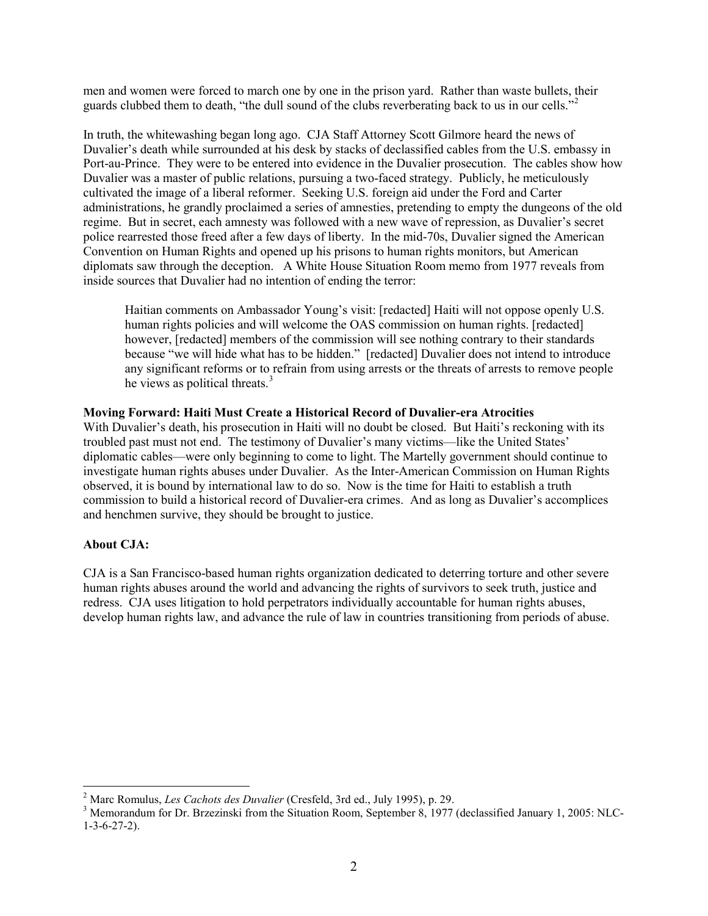men and women were forced to march one by one in the prison yard. Rather than waste bullets, their guards clubbed them to death, "the dull sound of the clubs reverberating back to us in our cells."[2]

In truth, the whitewashing began long ago. CJA Staff Attorney Scott Gilmore heard the news of Duvalier's death while surrounded at his desk by stacks of declassified cables from the U.S. embassy in Port-au-Prince. They were to be entered into evidence in the Duvalier prosecution. The cables show how Duvalier was a master of public relations, pursuing a two-faced strategy. Publicly, he meticulously cultivated the image of a liberal reformer. Seeking U.S. foreign aid under the Ford and Carter administrations, he grandly proclaimed a series of amnesties, pretending to empty the dungeons of the old regime. But in secret, each amnesty was followed with a new wave of repression, as Duvalier's secret police rearrested those freed after a few days of liberty. In the mid-70s, Duvalier signed the American Convention on Human Rights and opened up his prisons to human rights monitors, but American diplomats saw through the deception. A White House Situation Room memo from 1977 reveals from inside sources that Duvalier had no intention of ending the terror:

> Haitian comments on Ambassador Young's visit: [redacted] Haiti will not oppose openly U.S. human rights policies and will welcome the OAS commission on human rights. [redacted] however, [redacted] members of the commission will see nothing contrary to their standards because "we will hide what has to be hidden." [redacted] Duvalier does not intend to introduce any significant reforms or to refrain from using arrests or the threats of arrests to remove people he views as political threats.[3]

**Moving Forward: Haiti Must Create a Historical Record of Duvalier-era Atrocities**

With Duvalier's death, his prosecution in Haiti will no doubt be closed. But Haiti's reckoning with its troubled past must not end. The testimony of Duvalier's many victims—like the United States' diplomatic cables—were only beginning to come to light. The Martelly government should continue to investigate human rights abuses under Duvalier. As the Inter-American Commission on Human Rights observed, it is bound by international law to do so. Now is the time for Haiti to establish a truth commission to build a historical record of Duvalier-era crimes. And as long as Duvalier's accomplices and henchmen survive, they should be brought to justice.

**About CJA:**

CJA is a San Francisco-based human rights organization dedicated to deterring torture and other severe human rights abuses around the world and advancing the rights of survivors to seek truth, justice and redress. CJA uses litigation to hold perpetrators individually accountable for human rights abuses, develop human rights law, and advance the rule of law in countries transitioning from periods of abuse.

---

[2] Marc Romulus, *Les Cachots des Duvalier* (Cresfeld, 3rd ed., July 1995), p. 29.

[3] Memorandum for Dr. Brzezinski from the Situation Room, September 8, 1977 (declassified January 1, 2005: NLC-1-3-6-27-2).